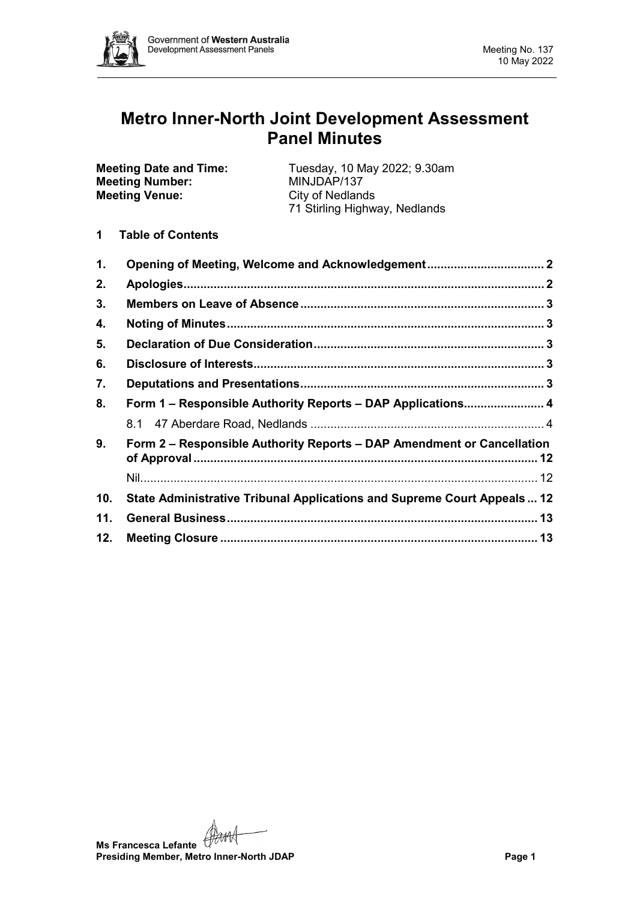# Metro Inner-North Joint Development Assessment Panel Minutes

**Meeting Date and Time:** Tuesday, 10 May 2022; 9.30am
**Meeting Number:** MINJDAP/137
**Meeting Venue:** City of Nedlands
71 Stirling Highway, Nedlands

## 1 Table of Contents

1. **Opening of Meeting, Welcome and Acknowledgement** .... 2
2. **Apologies** .... 2
3. **Members on Leave of Absence** .... 3
4. **Noting of Minutes** .... 3
5. **Declaration of Due Consideration** .... 3
6. **Disclosure of Interests** .... 3
7. **Deputations and Presentations** .... 3
8. **Form 1 – Responsible Authority Reports – DAP Applications** .... 4
   - 8.1 47 Aberdare Road, Nedlands .... 4
9. **Form 2 – Responsible Authority Reports – DAP Amendment or Cancellation of Approval** .... 12
   - Nil .... 12
10. **State Administrative Tribunal Applications and Supreme Court Appeals** ... 12
11. **General Business** .... 13
12. **Meeting Closure** .... 13

**Ms Francesca Lefante**
**Presiding Member, Metro Inner-North JDAP**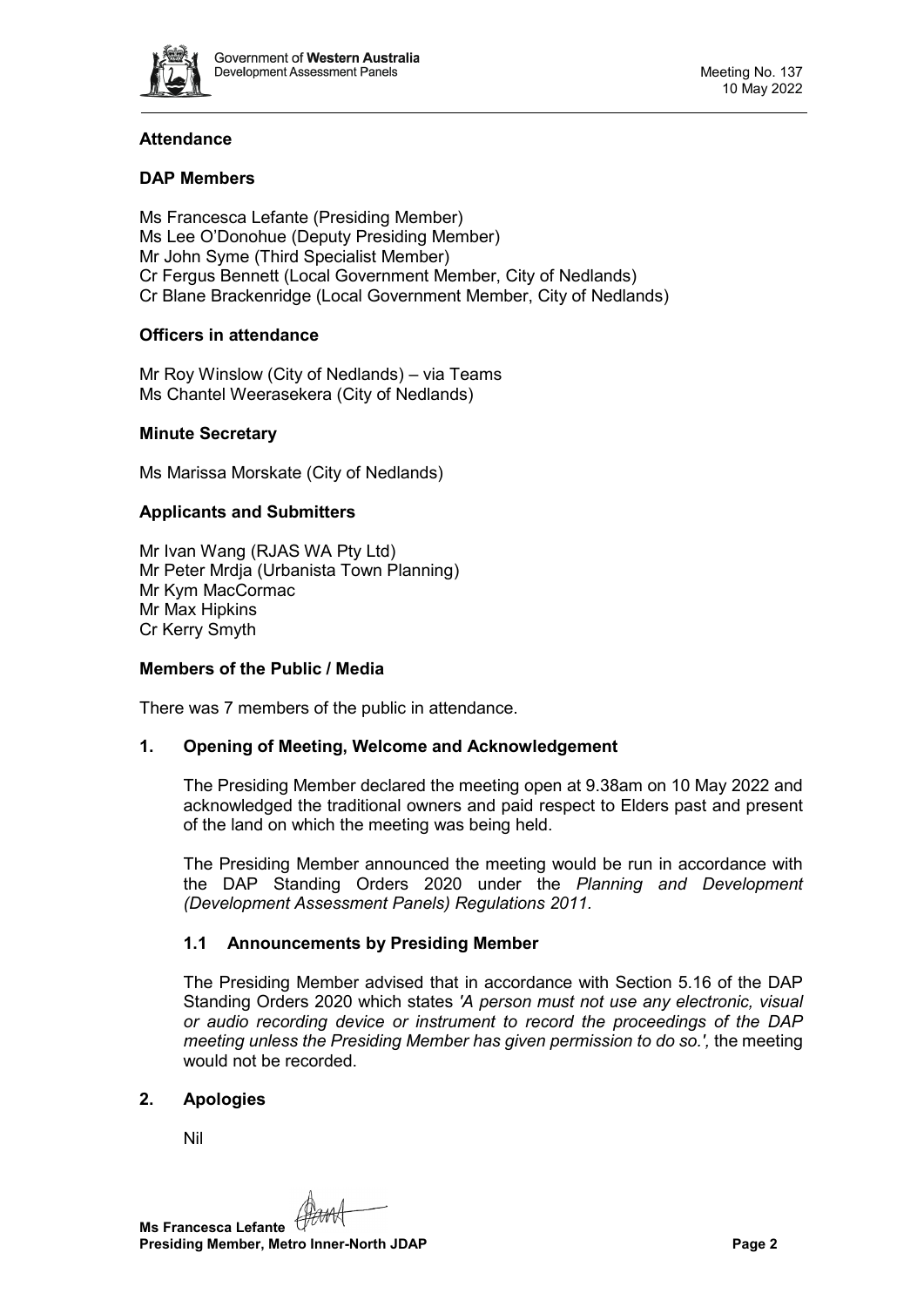**Attendance**

**DAP Members**

Ms Francesca Lefante (Presiding Member)
Ms Lee O'Donohue (Deputy Presiding Member)
Mr John Syme (Third Specialist Member)
Cr Fergus Bennett (Local Government Member, City of Nedlands)
Cr Blane Brackenridge (Local Government Member, City of Nedlands)

**Officers in attendance**

Mr Roy Winslow (City of Nedlands) – via Teams
Ms Chantel Weerasekera (City of Nedlands)

**Minute Secretary**

Ms Marissa Morskate (City of Nedlands)

**Applicants and Submitters**

Mr Ivan Wang (RJAS WA Pty Ltd)
Mr Peter Mrdja (Urbanista Town Planning)
Mr Kym MacCormac
Mr Max Hipkins
Cr Kerry Smyth

**Members of the Public / Media**

There was 7 members of the public in attendance.

## 1. Opening of Meeting, Welcome and Acknowledgement

The Presiding Member declared the meeting open at 9.38am on 10 May 2022 and acknowledged the traditional owners and paid respect to Elders past and present of the land on which the meeting was being held.

The Presiding Member announced the meeting would be run in accordance with the DAP Standing Orders 2020 under the *Planning and Development (Development Assessment Panels) Regulations 2011.*

### 1.1 Announcements by Presiding Member

The Presiding Member advised that in accordance with Section 5.16 of the DAP Standing Orders 2020 which states *'A person must not use any electronic, visual or audio recording device or instrument to record the proceedings of the DAP meeting unless the Presiding Member has given permission to do so.',* the meeting would not be recorded.

## 2. Apologies

Nil

**Ms Francesca Lefante**
**Presiding Member, Metro Inner-North JDAP**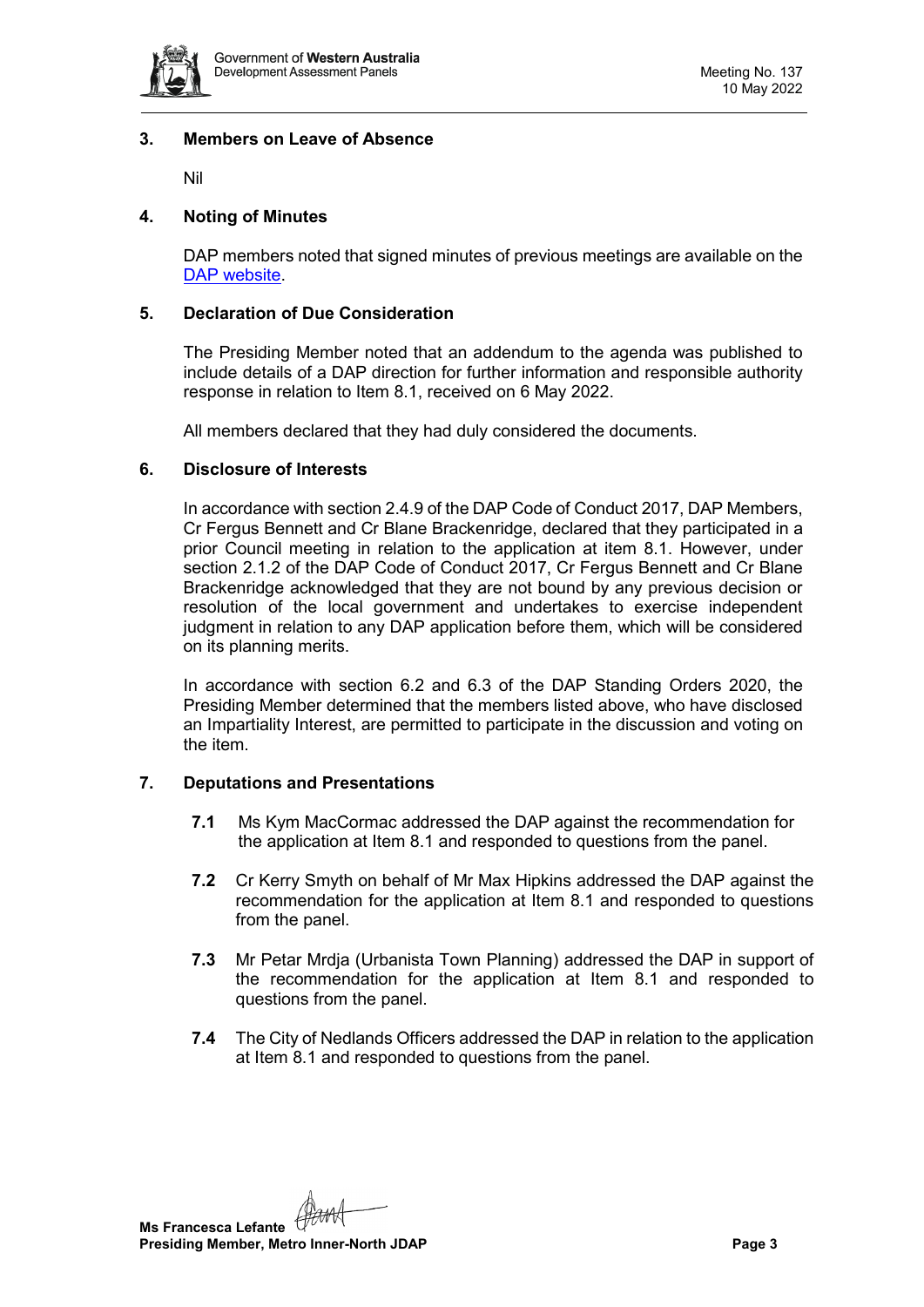### 3. Members on Leave of Absence

Nil

### 4. Noting of Minutes

DAP members noted that signed minutes of previous meetings are available on the [DAP website](DAP website).

### 5. Declaration of Due Consideration

The Presiding Member noted that an addendum to the agenda was published to include details of a DAP direction for further information and responsible authority response in relation to Item 8.1, received on 6 May 2022.

All members declared that they had duly considered the documents.

### 6. Disclosure of Interests

In accordance with section 2.4.9 of the DAP Code of Conduct 2017, DAP Members, Cr Fergus Bennett and Cr Blane Brackenridge, declared that they participated in a prior Council meeting in relation to the application at item 8.1. However, under section 2.1.2 of the DAP Code of Conduct 2017, Cr Fergus Bennett and Cr Blane Brackenridge acknowledged that they are not bound by any previous decision or resolution of the local government and undertakes to exercise independent judgment in relation to any DAP application before them, which will be considered on its planning merits.

In accordance with section 6.2 and 6.3 of the DAP Standing Orders 2020, the Presiding Member determined that the members listed above, who have disclosed an Impartiality Interest, are permitted to participate in the discussion and voting on the item.

### 7. Deputations and Presentations

**7.1** Ms Kym MacCormac addressed the DAP against the recommendation for the application at Item 8.1 and responded to questions from the panel.

**7.2** Cr Kerry Smyth on behalf of Mr Max Hipkins addressed the DAP against the recommendation for the application at Item 8.1 and responded to questions from the panel.

**7.3** Mr Petar Mrdja (Urbanista Town Planning) addressed the DAP in support of the recommendation for the application at Item 8.1 and responded to questions from the panel.

**7.4** The City of Nedlands Officers addressed the DAP in relation to the application at Item 8.1 and responded to questions from the panel.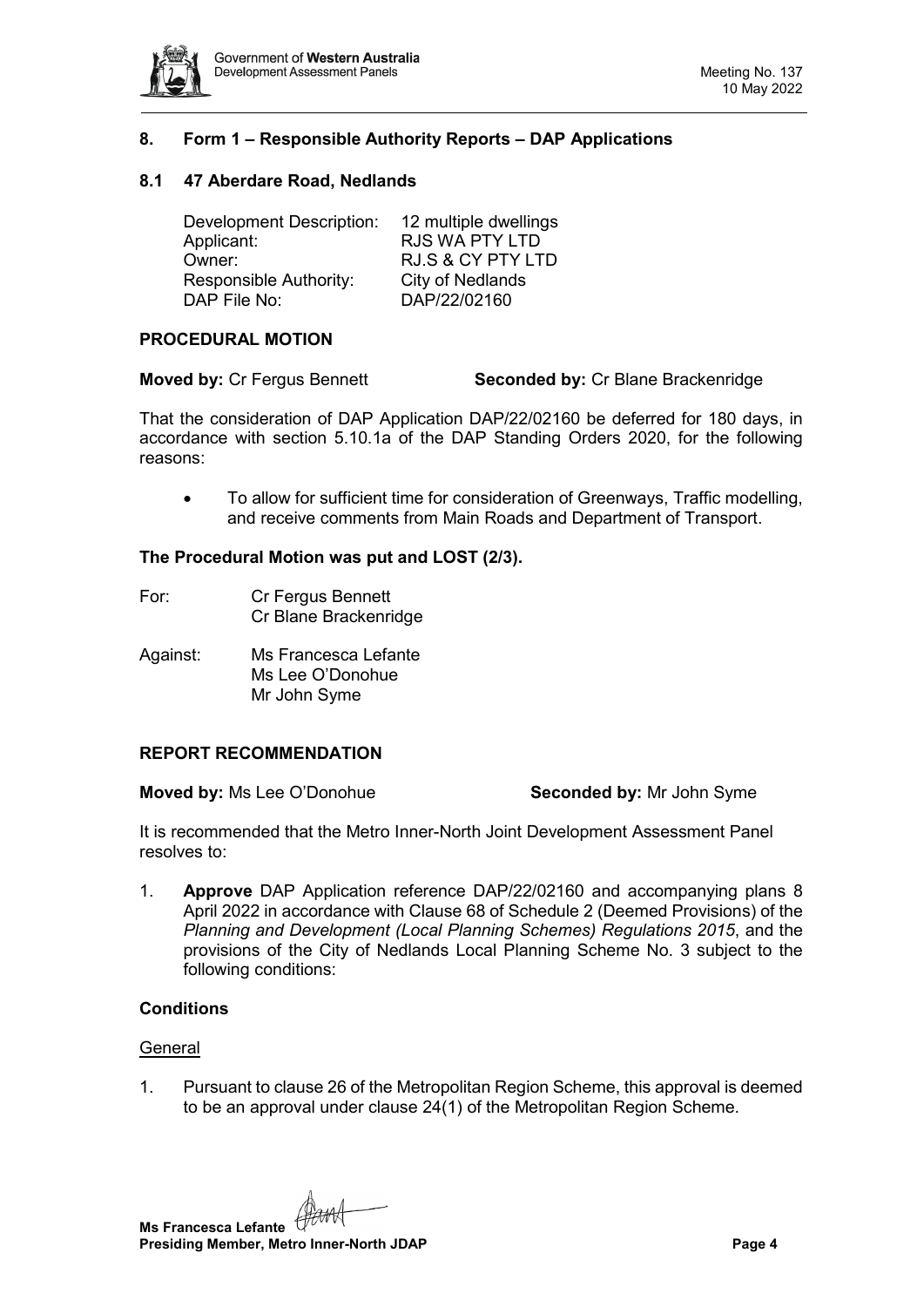## 8. Form 1 – Responsible Authority Reports – DAP Applications

### 8.1 47 Aberdare Road, Nedlands

| | |
|---|---|
| Development Description: | 12 multiple dwellings |
| Applicant: | RJS WA PTY LTD |
| Owner: | RJ.S & CY PTY LTD |
| Responsible Authority: | City of Nedlands |
| DAP File No: | DAP/22/02160 |

**PROCEDURAL MOTION**

**Moved by:** Cr Fergus Bennett **Seconded by:** Cr Blane Brackenridge

That the consideration of DAP Application DAP/22/02160 be deferred for 180 days, in accordance with section 5.10.1a of the DAP Standing Orders 2020, for the following reasons:

- To allow for sufficient time for consideration of Greenways, Traffic modelling, and receive comments from Main Roads and Department of Transport.

**The Procedural Motion was put and LOST (2/3).**

For: Cr Fergus Bennett
Cr Blane Brackenridge

Against: Ms Francesca Lefante
Ms Lee O'Donohue
Mr John Syme

**REPORT RECOMMENDATION**

**Moved by:** Ms Lee O'Donohue **Seconded by:** Mr John Syme

It is recommended that the Metro Inner-North Joint Development Assessment Panel resolves to:

1. **Approve** DAP Application reference DAP/22/02160 and accompanying plans 8 April 2022 in accordance with Clause 68 of Schedule 2 (Deemed Provisions) of the *Planning and Development (Local Planning Schemes) Regulations 2015*, and the provisions of the City of Nedlands Local Planning Scheme No. 3 subject to the following conditions:

**Conditions**

General

1. Pursuant to clause 26 of the Metropolitan Region Scheme, this approval is deemed to be an approval under clause 24(1) of the Metropolitan Region Scheme.

**Ms Francesca Lefante**
**Presiding Member, Metro Inner-North JDAP**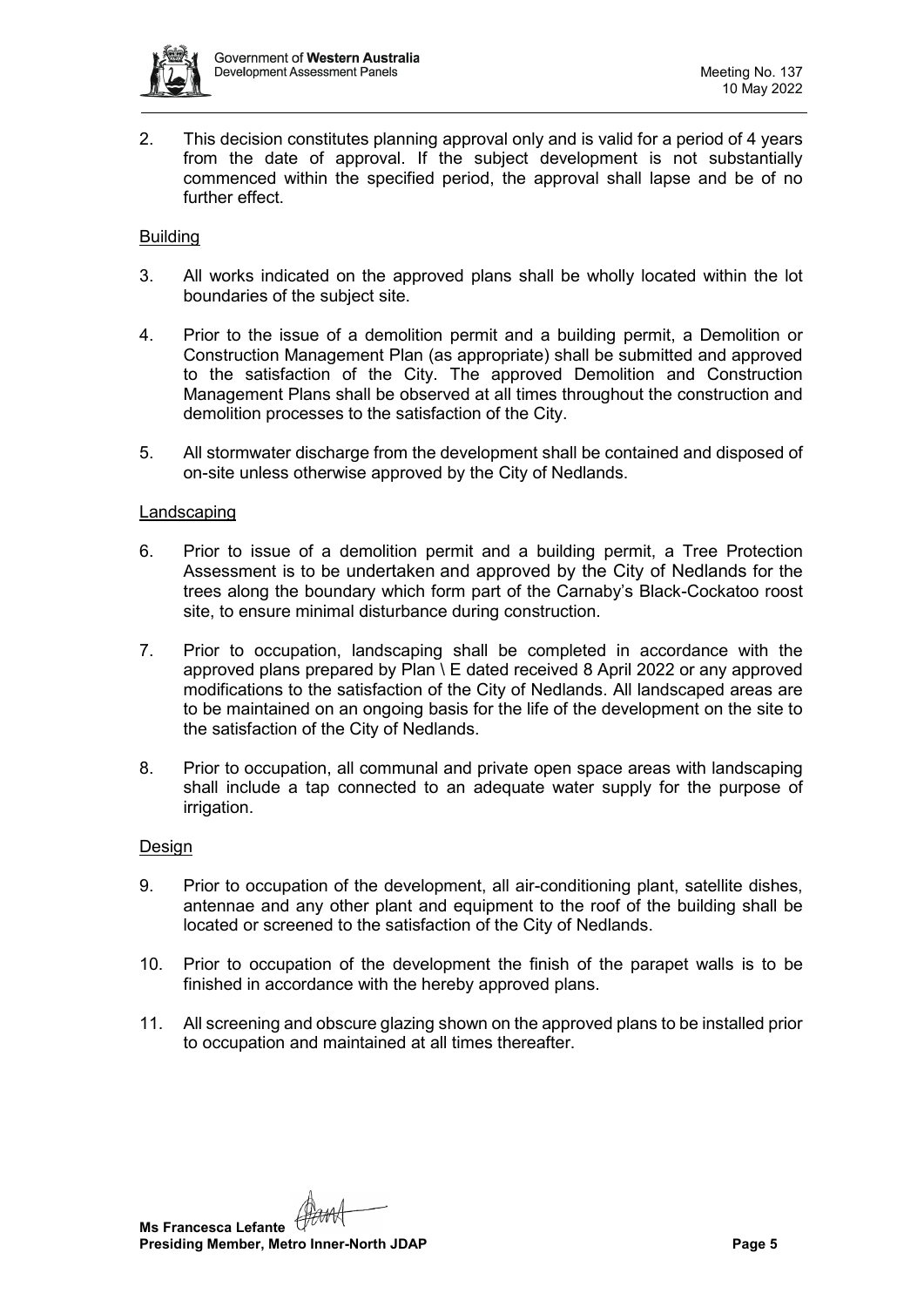2. This decision constitutes planning approval only and is valid for a period of 4 years from the date of approval. If the subject development is not substantially commenced within the specified period, the approval shall lapse and be of no further effect.

Building

3. All works indicated on the approved plans shall be wholly located within the lot boundaries of the subject site.

4. Prior to the issue of a demolition permit and a building permit, a Demolition or Construction Management Plan (as appropriate) shall be submitted and approved to the satisfaction of the City. The approved Demolition and Construction Management Plans shall be observed at all times throughout the construction and demolition processes to the satisfaction of the City.

5. All stormwater discharge from the development shall be contained and disposed of on-site unless otherwise approved by the City of Nedlands.

Landscaping

6. Prior to issue of a demolition permit and a building permit, a Tree Protection Assessment is to be undertaken and approved by the City of Nedlands for the trees along the boundary which form part of the Carnaby's Black-Cockatoo roost site, to ensure minimal disturbance during construction.

7. Prior to occupation, landscaping shall be completed in accordance with the approved plans prepared by Plan \ E dated received 8 April 2022 or any approved modifications to the satisfaction of the City of Nedlands. All landscaped areas are to be maintained on an ongoing basis for the life of the development on the site to the satisfaction of the City of Nedlands.

8. Prior to occupation, all communal and private open space areas with landscaping shall include a tap connected to an adequate water supply for the purpose of irrigation.

Design

9. Prior to occupation of the development, all air-conditioning plant, satellite dishes, antennae and any other plant and equipment to the roof of the building shall be located or screened to the satisfaction of the City of Nedlands.

10. Prior to occupation of the development the finish of the parapet walls is to be finished in accordance with the hereby approved plans.

11. All screening and obscure glazing shown on the approved plans to be installed prior to occupation and maintained at all times thereafter.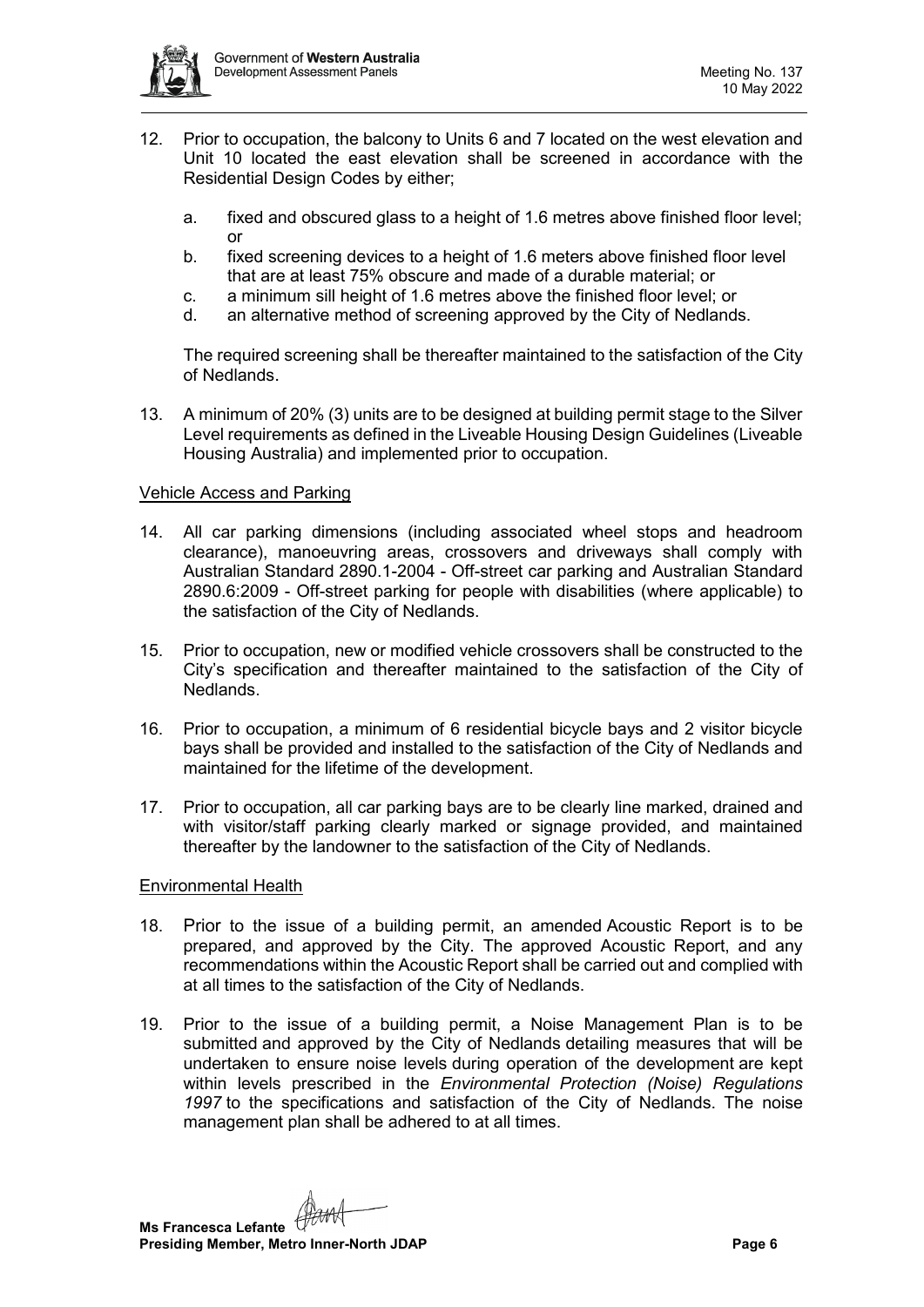12. Prior to occupation, the balcony to Units 6 and 7 located on the west elevation and Unit 10 located the east elevation shall be screened in accordance with the Residential Design Codes by either;

    a. fixed and obscured glass to a height of 1.6 metres above finished floor level; or
    b. fixed screening devices to a height of 1.6 meters above finished floor level that are at least 75% obscure and made of a durable material; or
    c. a minimum sill height of 1.6 metres above the finished floor level; or
    d. an alternative method of screening approved by the City of Nedlands.

    The required screening shall be thereafter maintained to the satisfaction of the City of Nedlands.

13. A minimum of 20% (3) units are to be designed at building permit stage to the Silver Level requirements as defined in the Liveable Housing Design Guidelines (Liveable Housing Australia) and implemented prior to occupation.

<u>Vehicle Access and Parking</u>

14. All car parking dimensions (including associated wheel stops and headroom clearance), manoeuvring areas, crossovers and driveways shall comply with Australian Standard 2890.1-2004 - Off-street car parking and Australian Standard 2890.6:2009 - Off-street parking for people with disabilities (where applicable) to the satisfaction of the City of Nedlands.

15. Prior to occupation, new or modified vehicle crossovers shall be constructed to the City's specification and thereafter maintained to the satisfaction of the City of Nedlands.

16. Prior to occupation, a minimum of 6 residential bicycle bays and 2 visitor bicycle bays shall be provided and installed to the satisfaction of the City of Nedlands and maintained for the lifetime of the development.

17. Prior to occupation, all car parking bays are to be clearly line marked, drained and with visitor/staff parking clearly marked or signage provided, and maintained thereafter by the landowner to the satisfaction of the City of Nedlands.

<u>Environmental Health</u>

18. Prior to the issue of a building permit, an amended Acoustic Report is to be prepared, and approved by the City. The approved Acoustic Report, and any recommendations within the Acoustic Report shall be carried out and complied with at all times to the satisfaction of the City of Nedlands.

19. Prior to the issue of a building permit, a Noise Management Plan is to be submitted and approved by the City of Nedlands detailing measures that will be undertaken to ensure noise levels during operation of the development are kept within levels prescribed in the *Environmental Protection (Noise) Regulations 1997* to the specifications and satisfaction of the City of Nedlands. The noise management plan shall be adhered to at all times.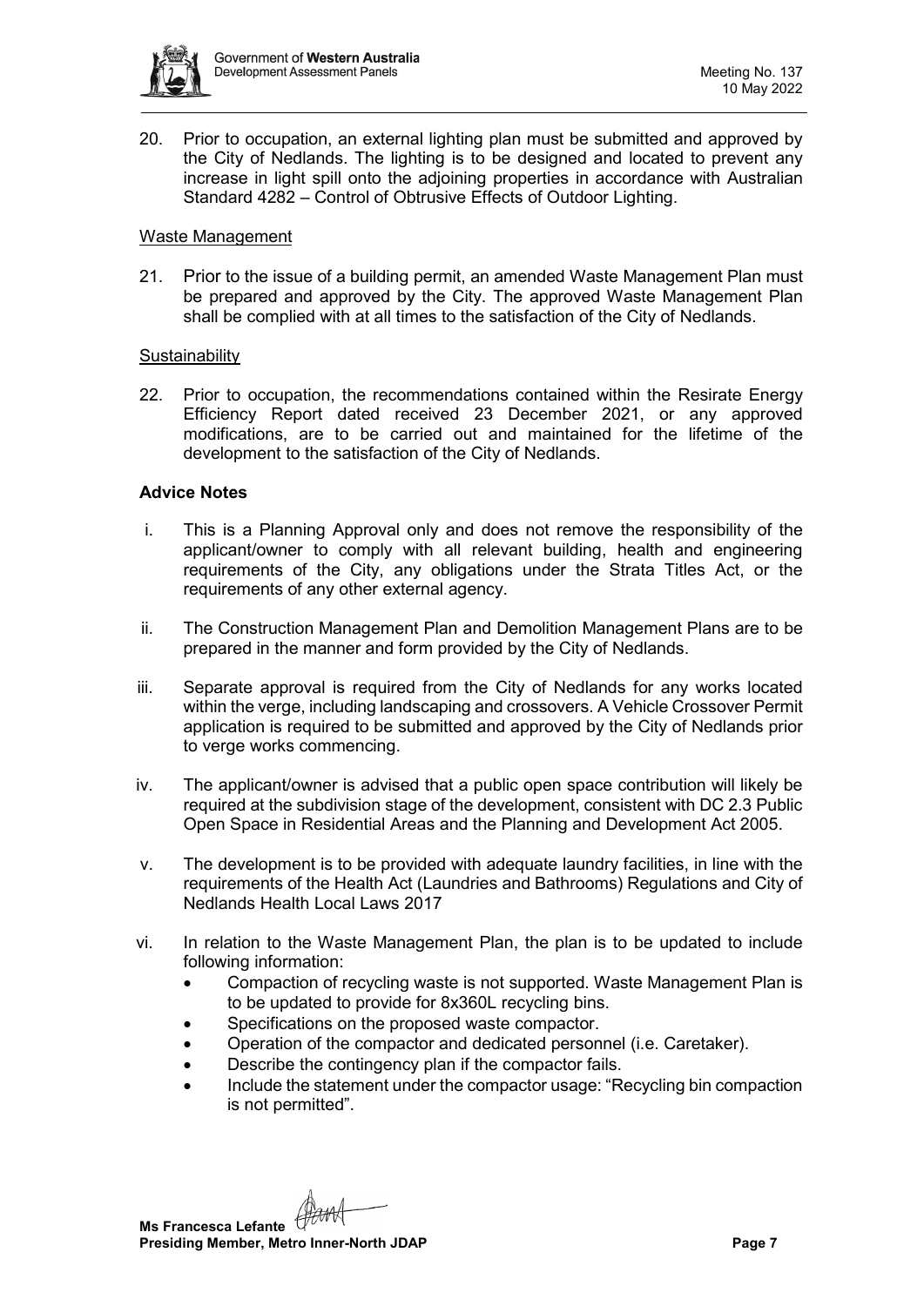20. Prior to occupation, an external lighting plan must be submitted and approved by the City of Nedlands. The lighting is to be designed and located to prevent any increase in light spill onto the adjoining properties in accordance with Australian Standard 4282 – Control of Obtrusive Effects of Outdoor Lighting.

Waste Management

21. Prior to the issue of a building permit, an amended Waste Management Plan must be prepared and approved by the City. The approved Waste Management Plan shall be complied with at all times to the satisfaction of the City of Nedlands.

Sustainability

22. Prior to occupation, the recommendations contained within the Resirate Energy Efficiency Report dated received 23 December 2021, or any approved modifications, are to be carried out and maintained for the lifetime of the development to the satisfaction of the City of Nedlands.

**Advice Notes**

i. This is a Planning Approval only and does not remove the responsibility of the applicant/owner to comply with all relevant building, health and engineering requirements of the City, any obligations under the Strata Titles Act, or the requirements of any other external agency.

ii. The Construction Management Plan and Demolition Management Plans are to be prepared in the manner and form provided by the City of Nedlands.

iii. Separate approval is required from the City of Nedlands for any works located within the verge, including landscaping and crossovers. A Vehicle Crossover Permit application is required to be submitted and approved by the City of Nedlands prior to verge works commencing.

iv. The applicant/owner is advised that a public open space contribution will likely be required at the subdivision stage of the development, consistent with DC 2.3 Public Open Space in Residential Areas and the Planning and Development Act 2005.

v. The development is to be provided with adequate laundry facilities, in line with the requirements of the Health Act (Laundries and Bathrooms) Regulations and City of Nedlands Health Local Laws 2017

vi. In relation to the Waste Management Plan, the plan is to be updated to include following information:
   - Compaction of recycling waste is not supported. Waste Management Plan is to be updated to provide for 8x360L recycling bins.
   - Specifications on the proposed waste compactor.
   - Operation of the compactor and dedicated personnel (i.e. Caretaker).
   - Describe the contingency plan if the compactor fails.
   - Include the statement under the compactor usage: "Recycling bin compaction is not permitted".

**Ms Francesca Lefante**
**Presiding Member, Metro Inner-North JDAP**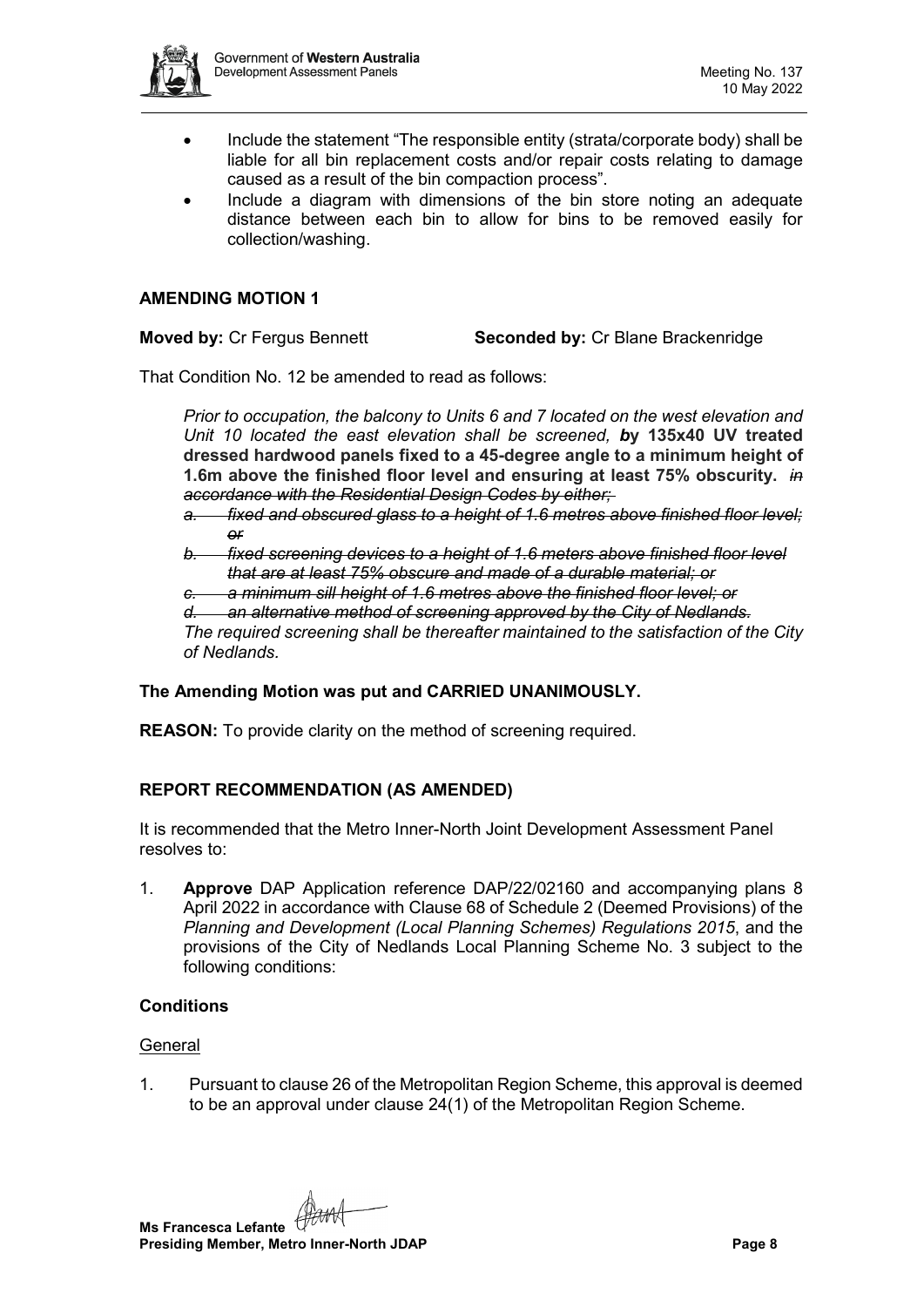- Include the statement "The responsible entity (strata/corporate body) shall be liable for all bin replacement costs and/or repair costs relating to damage caused as a result of the bin compaction process".
- Include a diagram with dimensions of the bin store noting an adequate distance between each bin to allow for bins to be removed easily for collection/washing.

**AMENDING MOTION 1**

**Moved by:** Cr Fergus Bennett **Seconded by:** Cr Blane Brackenridge

That Condition No. 12 be amended to read as follows:

> *Prior to occupation, the balcony to Units 6 and 7 located on the west elevation and Unit 10 located the east elevation shall be screened,* ***b*****y 135x40 UV treated dressed hardwood panels fixed to a 45-degree angle to a minimum height of 1.6m above the finished floor level and ensuring at least 75% obscurity.** ~~*in accordance with the Residential Design Codes by either;*~~
>
> ~~*a. fixed and obscured glass to a height of 1.6 metres above finished floor level; or*~~
>
> ~~*b. fixed screening devices to a height of 1.6 meters above finished floor level that are at least 75% obscure and made of a durable material; or*~~
>
> ~~*c. a minimum sill height of 1.6 metres above the finished floor level; or*~~
>
> ~~*d. an alternative method of screening approved by the City of Nedlands.*~~
>
> *The required screening shall be thereafter maintained to the satisfaction of the City of Nedlands.*

**The Amending Motion was put and CARRIED UNANIMOUSLY.**

**REASON:** To provide clarity on the method of screening required.

**REPORT RECOMMENDATION (AS AMENDED)**

It is recommended that the Metro Inner-North Joint Development Assessment Panel resolves to:

1. **Approve** DAP Application reference DAP/22/02160 and accompanying plans 8 April 2022 in accordance with Clause 68 of Schedule 2 (Deemed Provisions) of the *Planning and Development (Local Planning Schemes) Regulations 2015*, and the provisions of the City of Nedlands Local Planning Scheme No. 3 subject to the following conditions:

**Conditions**

General

1. Pursuant to clause 26 of the Metropolitan Region Scheme, this approval is deemed to be an approval under clause 24(1) of the Metropolitan Region Scheme.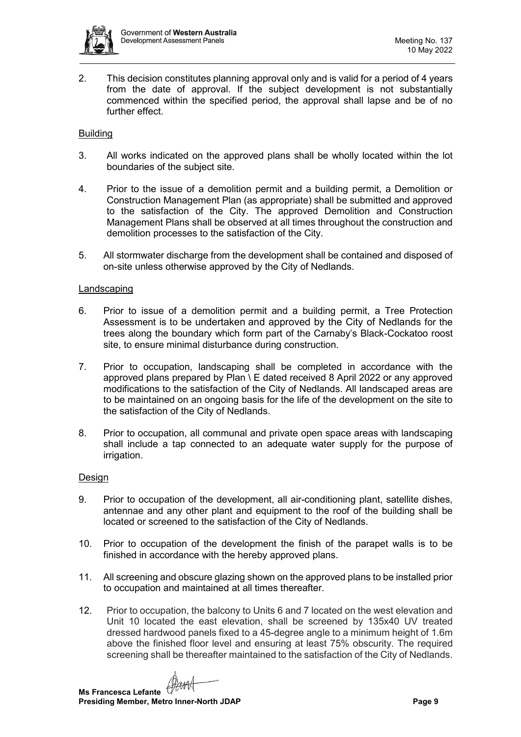2. This decision constitutes planning approval only and is valid for a period of 4 years from the date of approval. If the subject development is not substantially commenced within the specified period, the approval shall lapse and be of no further effect.

Building

3. All works indicated on the approved plans shall be wholly located within the lot boundaries of the subject site.

4. Prior to the issue of a demolition permit and a building permit, a Demolition or Construction Management Plan (as appropriate) shall be submitted and approved to the satisfaction of the City. The approved Demolition and Construction Management Plans shall be observed at all times throughout the construction and demolition processes to the satisfaction of the City.

5. All stormwater discharge from the development shall be contained and disposed of on-site unless otherwise approved by the City of Nedlands.

Landscaping

6. Prior to issue of a demolition permit and a building permit, a Tree Protection Assessment is to be undertaken and approved by the City of Nedlands for the trees along the boundary which form part of the Carnaby's Black-Cockatoo roost site, to ensure minimal disturbance during construction.

7. Prior to occupation, landscaping shall be completed in accordance with the approved plans prepared by Plan \ E dated received 8 April 2022 or any approved modifications to the satisfaction of the City of Nedlands. All landscaped areas are to be maintained on an ongoing basis for the life of the development on the site to the satisfaction of the City of Nedlands.

8. Prior to occupation, all communal and private open space areas with landscaping shall include a tap connected to an adequate water supply for the purpose of irrigation.

Design

9. Prior to occupation of the development, all air-conditioning plant, satellite dishes, antennae and any other plant and equipment to the roof of the building shall be located or screened to the satisfaction of the City of Nedlands.

10. Prior to occupation of the development the finish of the parapet walls is to be finished in accordance with the hereby approved plans.

11. All screening and obscure glazing shown on the approved plans to be installed prior to occupation and maintained at all times thereafter.

12. Prior to occupation, the balcony to Units 6 and 7 located on the west elevation and Unit 10 located the east elevation, shall be screened by 135x40 UV treated dressed hardwood panels fixed to a 45-degree angle to a minimum height of 1.6m above the finished floor level and ensuring at least 75% obscurity. The required screening shall be thereafter maintained to the satisfaction of the City of Nedlands.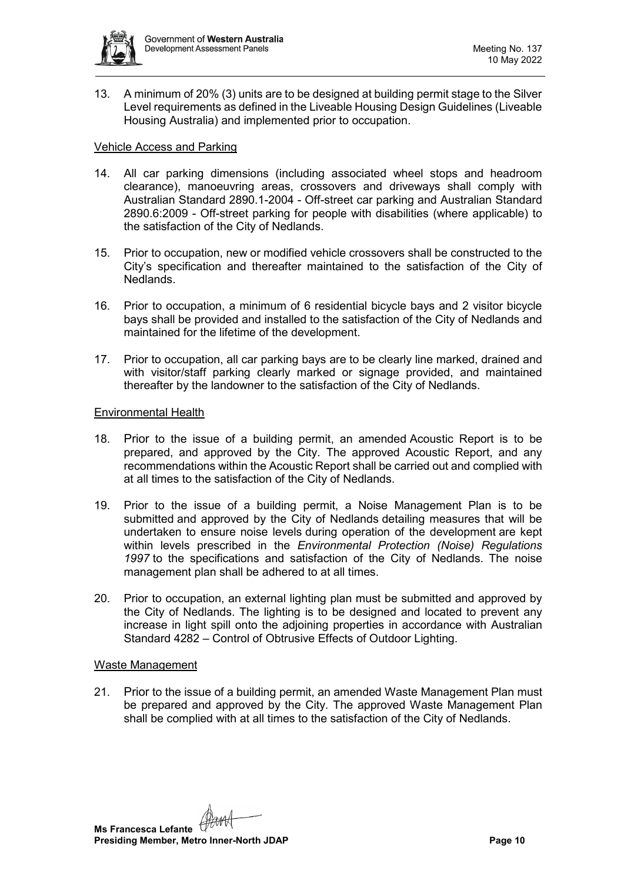13. A minimum of 20% (3) units are to be designed at building permit stage to the Silver Level requirements as defined in the Liveable Housing Design Guidelines (Liveable Housing Australia) and implemented prior to occupation.

Vehicle Access and Parking

14. All car parking dimensions (including associated wheel stops and headroom clearance), manoeuvring areas, crossovers and driveways shall comply with Australian Standard 2890.1-2004 - Off-street car parking and Australian Standard 2890.6:2009 - Off-street parking for people with disabilities (where applicable) to the satisfaction of the City of Nedlands.

15. Prior to occupation, new or modified vehicle crossovers shall be constructed to the City's specification and thereafter maintained to the satisfaction of the City of Nedlands.

16. Prior to occupation, a minimum of 6 residential bicycle bays and 2 visitor bicycle bays shall be provided and installed to the satisfaction of the City of Nedlands and maintained for the lifetime of the development.

17. Prior to occupation, all car parking bays are to be clearly line marked, drained and with visitor/staff parking clearly marked or signage provided, and maintained thereafter by the landowner to the satisfaction of the City of Nedlands.

Environmental Health

18. Prior to the issue of a building permit, an amended Acoustic Report is to be prepared, and approved by the City. The approved Acoustic Report, and any recommendations within the Acoustic Report shall be carried out and complied with at all times to the satisfaction of the City of Nedlands.

19. Prior to the issue of a building permit, a Noise Management Plan is to be submitted and approved by the City of Nedlands detailing measures that will be undertaken to ensure noise levels during operation of the development are kept within levels prescribed in the *Environmental Protection (Noise) Regulations 1997* to the specifications and satisfaction of the City of Nedlands. The noise management plan shall be adhered to at all times.

20. Prior to occupation, an external lighting plan must be submitted and approved by the City of Nedlands. The lighting is to be designed and located to prevent any increase in light spill onto the adjoining properties in accordance with Australian Standard 4282 – Control of Obtrusive Effects of Outdoor Lighting.

Waste Management

21. Prior to the issue of a building permit, an amended Waste Management Plan must be prepared and approved by the City. The approved Waste Management Plan shall be complied with at all times to the satisfaction of the City of Nedlands.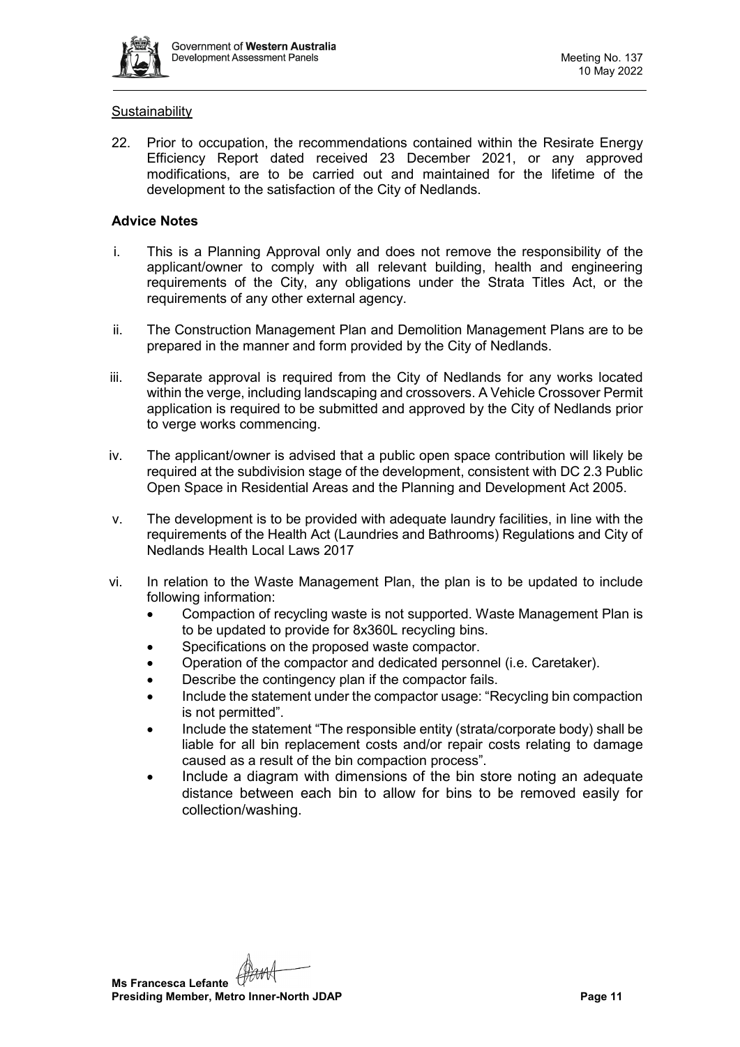Sustainability

22. Prior to occupation, the recommendations contained within the Resirate Energy Efficiency Report dated received 23 December 2021, or any approved modifications, are to be carried out and maintained for the lifetime of the development to the satisfaction of the City of Nedlands.

**Advice Notes**

i. This is a Planning Approval only and does not remove the responsibility of the applicant/owner to comply with all relevant building, health and engineering requirements of the City, any obligations under the Strata Titles Act, or the requirements of any other external agency.

ii. The Construction Management Plan and Demolition Management Plans are to be prepared in the manner and form provided by the City of Nedlands.

iii. Separate approval is required from the City of Nedlands for any works located within the verge, including landscaping and crossovers. A Vehicle Crossover Permit application is required to be submitted and approved by the City of Nedlands prior to verge works commencing.

iv. The applicant/owner is advised that a public open space contribution will likely be required at the subdivision stage of the development, consistent with DC 2.3 Public Open Space in Residential Areas and the Planning and Development Act 2005.

v. The development is to be provided with adequate laundry facilities, in line with the requirements of the Health Act (Laundries and Bathrooms) Regulations and City of Nedlands Health Local Laws 2017

vi. In relation to the Waste Management Plan, the plan is to be updated to include following information:
   - Compaction of recycling waste is not supported. Waste Management Plan is to be updated to provide for 8x360L recycling bins.
   - Specifications on the proposed waste compactor.
   - Operation of the compactor and dedicated personnel (i.e. Caretaker).
   - Describe the contingency plan if the compactor fails.
   - Include the statement under the compactor usage: "Recycling bin compaction is not permitted".
   - Include the statement "The responsible entity (strata/corporate body) shall be liable for all bin replacement costs and/or repair costs relating to damage caused as a result of the bin compaction process".
   - Include a diagram with dimensions of the bin store noting an adequate distance between each bin to allow for bins to be removed easily for collection/washing.

**Ms Francesca Lefante**
**Presiding Member, Metro Inner-North JDAP**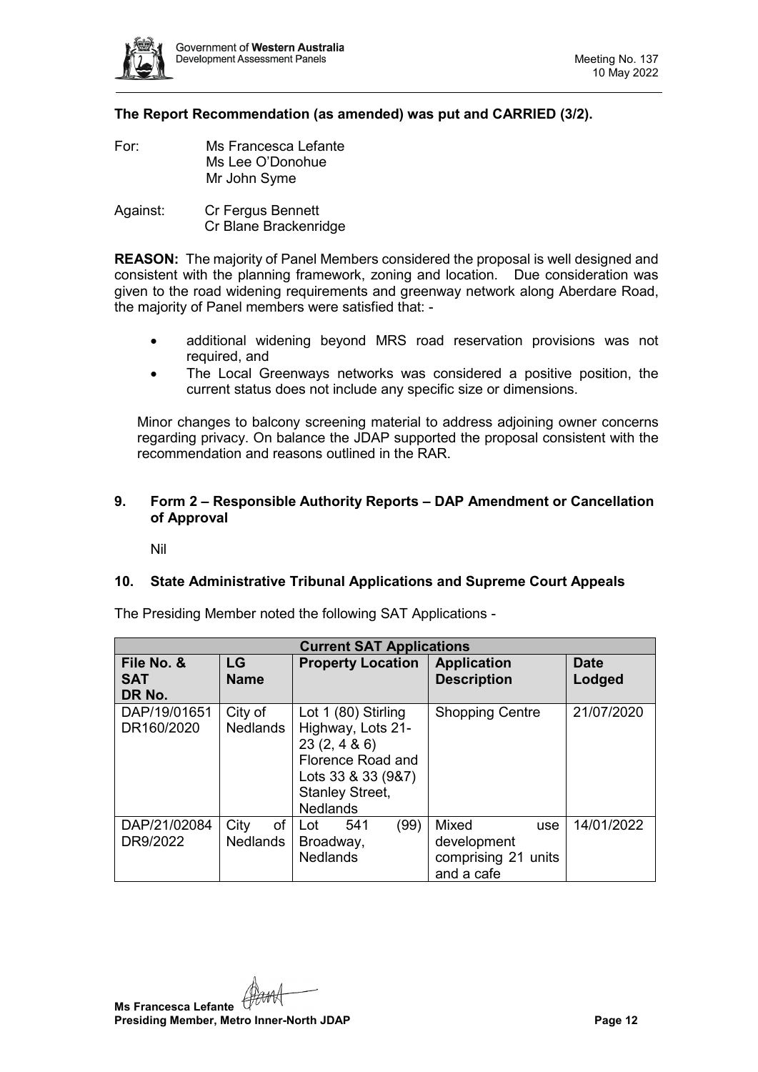**The Report Recommendation (as amended) was put and CARRIED (3/2).**

For: Ms Francesca Lefante
Ms Lee O'Donohue
Mr John Syme

Against: Cr Fergus Bennett
Cr Blane Brackenridge

**REASON:** The majority of Panel Members considered the proposal is well designed and consistent with the planning framework, zoning and location. Due consideration was given to the road widening requirements and greenway network along Aberdare Road, the majority of Panel members were satisfied that: -

- additional widening beyond MRS road reservation provisions was not required, and
- The Local Greenways networks was considered a positive position, the current status does not include any specific size or dimensions.

Minor changes to balcony screening material to address adjoining owner concerns regarding privacy. On balance the JDAP supported the proposal consistent with the recommendation and reasons outlined in the RAR.

## 9. Form 2 – Responsible Authority Reports – DAP Amendment or Cancellation of Approval

Nil

## 10. State Administrative Tribunal Applications and Supreme Court Appeals

The Presiding Member noted the following SAT Applications -

| **Current SAT Applications** | | | | |
|---|---|---|---|---|
| **File No. & SAT DR No.** | **LG Name** | **Property Location** | **Application Description** | **Date Lodged** |
| DAP/19/01651 DR160/2020 | City of Nedlands | Lot 1 (80) Stirling Highway, Lots 21-23 (2, 4 & 6) Florence Road and Lots 33 & 33 (9&7) Stanley Street, Nedlands | Shopping Centre | 21/07/2020 |
| DAP/21/02084 DR9/2022 | City of Nedlands | Lot 541 (99) Broadway, Nedlands | Mixed use development comprising 21 units and a cafe | 14/01/2022 |

**Ms Francesca Lefante**
**Presiding Member, Metro Inner-North JDAP**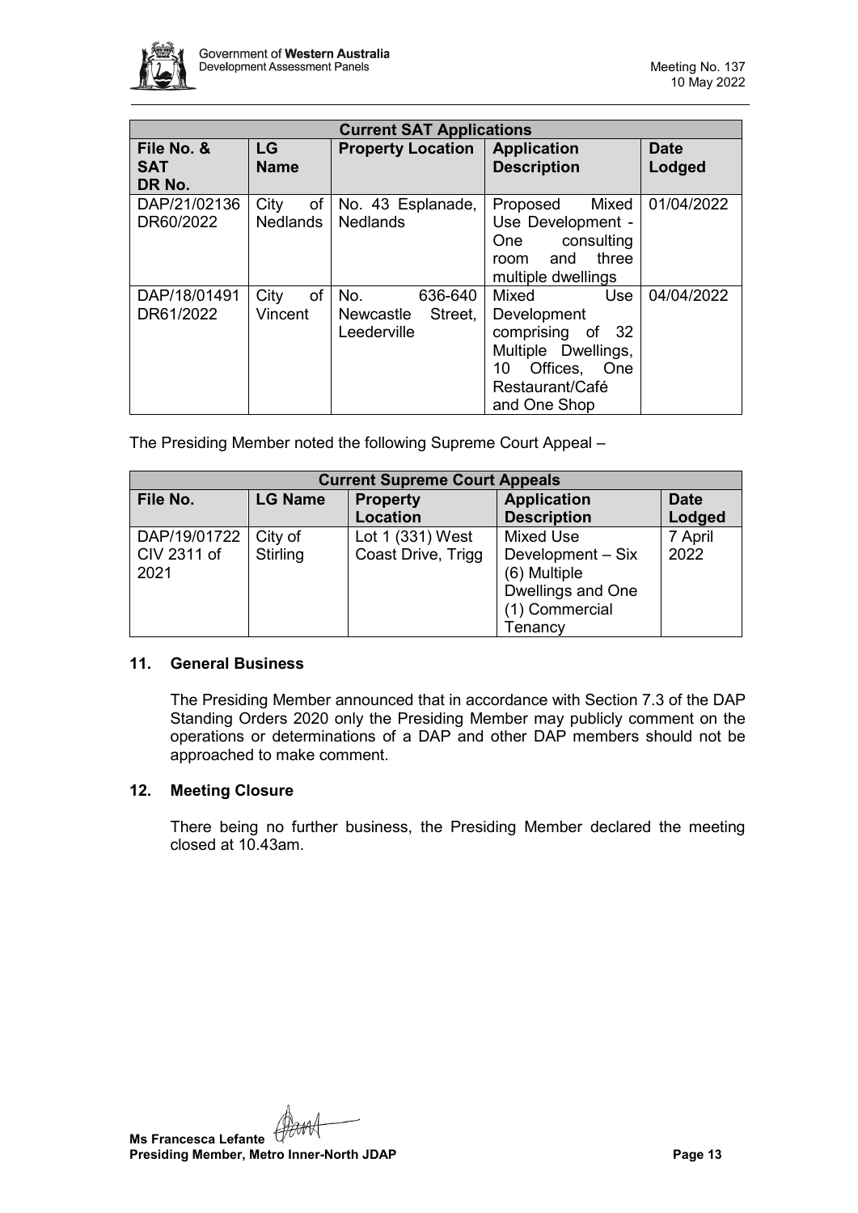| Current SAT Applications | | | | |
|---|---|---|---|---|
| **File No. & SAT DR No.** | **LG Name** | **Property Location** | **Application Description** | **Date Lodged** |
| DAP/21/02136 DR60/2022 | City of Nedlands | No. 43 Esplanade, Nedlands | Proposed Mixed Use Development - One consulting room and three multiple dwellings | 01/04/2022 |
| DAP/18/01491 DR61/2022 | City of Vincent | No. 636-640 Newcastle Street, Leederville | Mixed Use Development comprising of 32 Multiple Dwellings, 10 Offices, One Restaurant/Café and One Shop | 04/04/2022 |

The Presiding Member noted the following Supreme Court Appeal –

| Current Supreme Court Appeals | | | | |
|---|---|---|---|---|
| **File No.** | **LG Name** | **Property Location** | **Application Description** | **Date Lodged** |
| DAP/19/01722 CIV 2311 of 2021 | City of Stirling | Lot 1 (331) West Coast Drive, Trigg | Mixed Use Development – Six (6) Multiple Dwellings and One (1) Commercial Tenancy | 7 April 2022 |

### 11. General Business

The Presiding Member announced that in accordance with Section 7.3 of the DAP Standing Orders 2020 only the Presiding Member may publicly comment on the operations or determinations of a DAP and other DAP members should not be approached to make comment.

### 12. Meeting Closure

There being no further business, the Presiding Member declared the meeting closed at 10.43am.

**Ms Francesca Lefante**
**Presiding Member, Metro Inner-North JDAP**